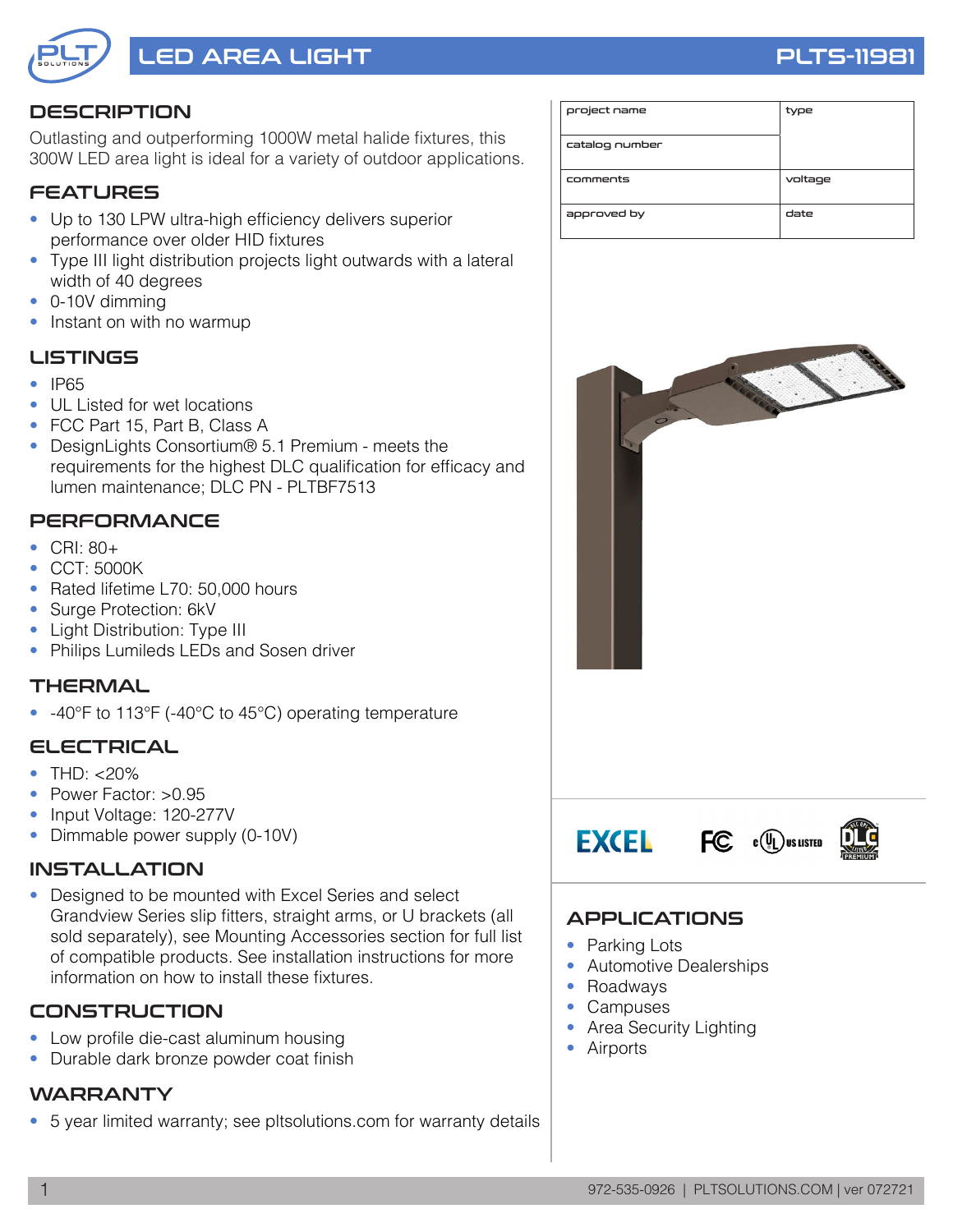# LED AREA LIGHT

**PLTS-11981**

## DESCRIPTION

Outlasting and outperforming 1000W metal halide fixtures, this 300W LED area light is ideal for a variety of outdoor applications.

## FEATURES

- Up to 130 LPW ultra-high efficiency delivers superior performance over older HID fixtures
- Type III light distribution projects light outwards with a lateral width of 40 degrees
- 0-10V dimming
- Instant on with no warmup

## LISTINGS

- IP65
- UL Listed for wet locations
- FCC Part 15, Part B, Class A
- DesignLights Consortium® 5.1 Premium - meets the requirements for the highest DLC qualification for efficacy and lumen maintenance; DLC PN - PLTBF7513

## PERFORMANCE

- CRI: 80+
- CCT: 5000K
- Rated lifetime L70: 50,000 hours
- Surge Protection: 6kV
- Light Distribution: Type III
- Philips Lumileds LEDs and Sosen driver

## THERMAL

- -40°F to 113°F (-40°C to 45°C) operating temperature

## ELECTRICAL

- THD: <20%
- Power Factor: >0.95
- Input Voltage: 120-277V
- Dimmable power supply (0-10V)

## INSTALLATION

- Designed to be mounted with Excel Series and select Grandview Series slip fitters, straight arms, or U brackets (all sold separately), see Mounting Accessories section for full list of compatible products. See installation instructions for more information on how to install these fixtures.

## CONSTRUCTION

- Low profile die-cast aluminum housing
- Durable dark bronze powder coat finish

## WARRANTY

- 5 year limited warranty; see pltsolutions.com for warranty details

| project name | type |
|---|---|
| catalog number | |
| comments | voltage |
| approved by | date |

## APPLICATIONS

- Parking Lots
- Automotive Dealerships
- Roadways
- Campuses
- Area Security Lighting
- Airports

972-535-0926 | PLTSOLUTIONS.COM | ver 072721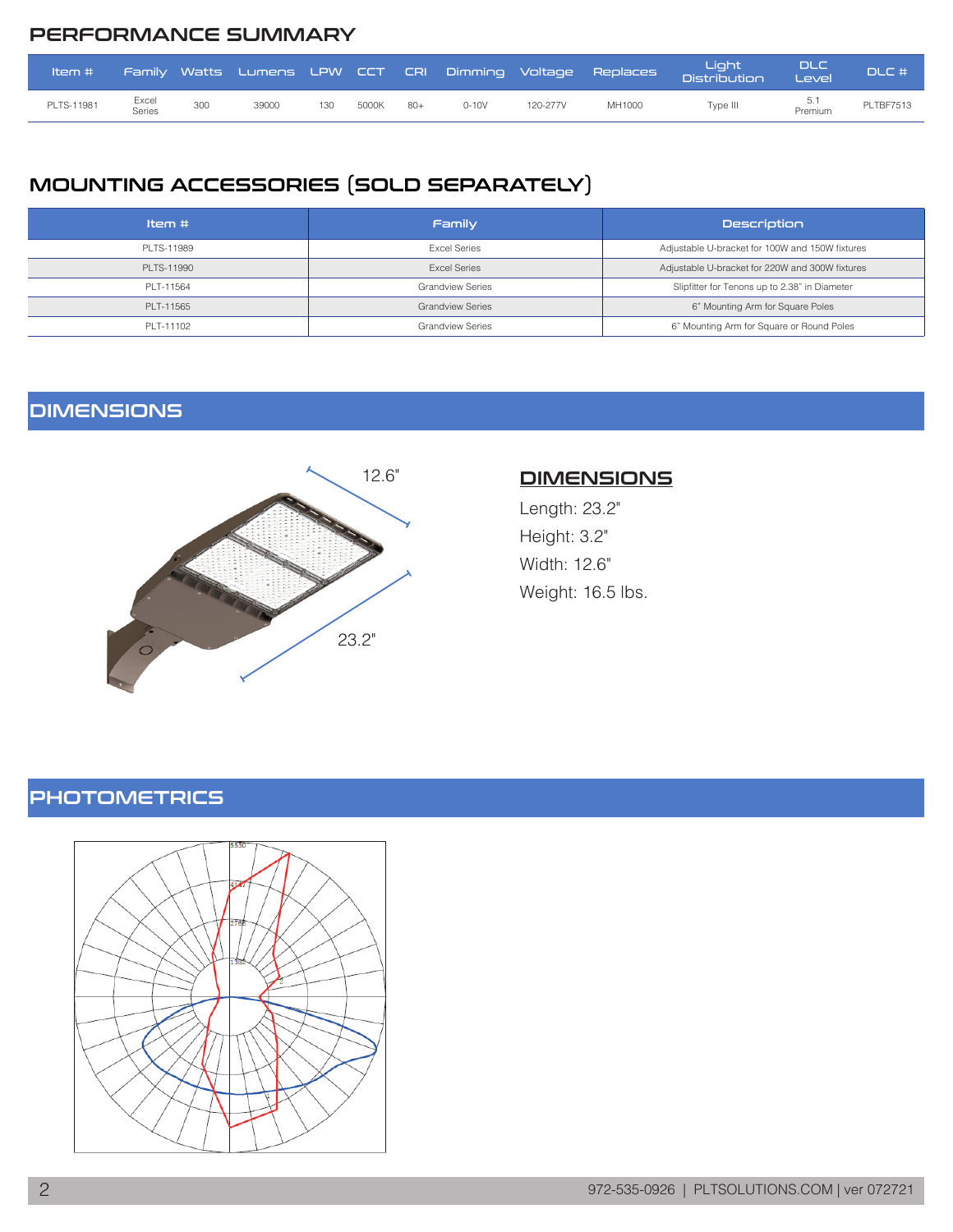## PERFORMANCE SUMMARY

| Item # | Family | Watts | Lumens | LPW | CCT | CRI | Dimming | Voltage | Replaces | Light Distribution | DLC Level | DLC # |
|---|---|---|---|---|---|---|---|---|---|---|---|---|
| PLTS-11981 | Excel Series | 300 | 39000 | 130 | 5000K | 80+ | 0-10V | 120-277V | MH1000 | Type III | 5.1 Premium | PLTBF7513 |

## MOUNTING ACCESSORIES (SOLD SEPARATELY)

| Item # | Family | Description |
|---|---|---|
| PLTS-11989 | Excel Series | Adjustable U-bracket for 100W and 150W fixtures |
| PLTS-11990 | Excel Series | Adjustable U-bracket for 220W and 300W fixtures |
| PLT-11564 | Grandview Series | Slipfitter for Tenons up to 2.38" in Diameter |
| PLT-11565 | Grandview Series | 6" Mounting Arm for Square Poles |
| PLT-11102 | Grandview Series | 6" Mounting Arm for Square or Round Poles |

## DIMENSIONS

12.6"

23.2"

### DIMENSIONS

Length: 23.2"

Height: 3.2"

Width: 12.6"

Weight: 16.5 lbs.

## PHOTOMETRICS

5530

4147

2765

1382

972-535-0926 | PLTSOLUTIONS.COM | ver 072721